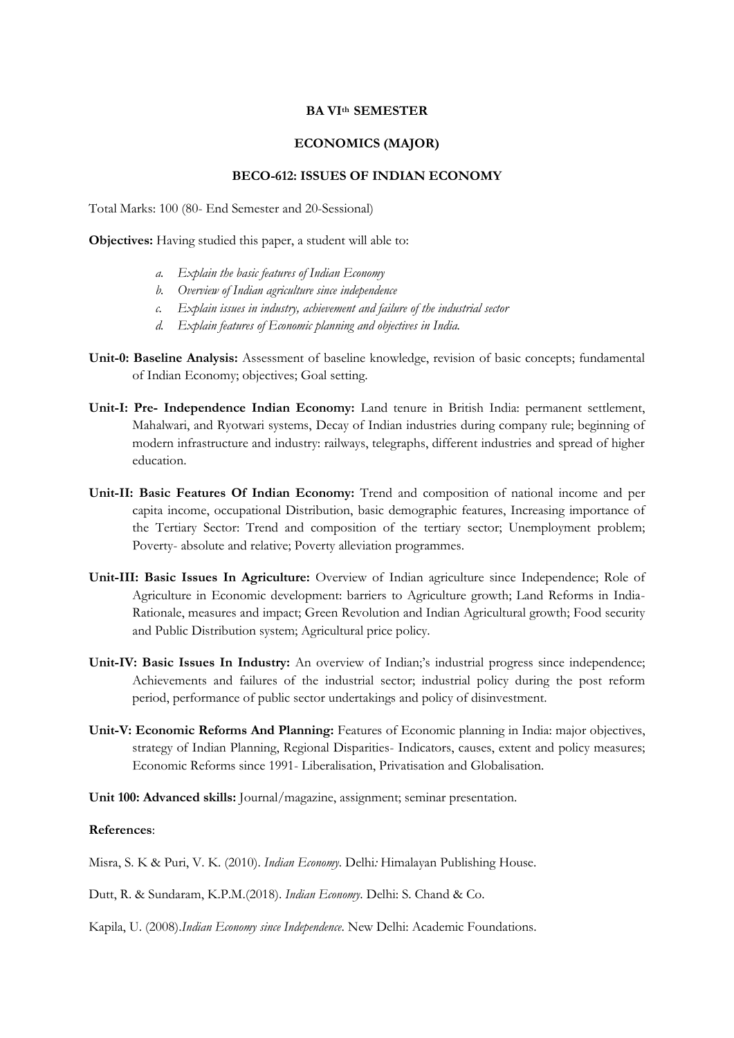**BA VI[th] SEMESTER**

**ECONOMICS (MAJOR)**

**BECO-612: ISSUES OF INDIAN ECONOMY**

Total Marks: 100 (80- End Semester and 20-Sessional)

**Objectives:** Having studied this paper, a student will able to:

a. *Explain the basic features of Indian Economy*
b. *Overview of Indian agriculture since independence*
c. *Explain issues in industry, achievement and failure of the industrial sector*
d. *Explain features of Economic planning and objectives in India.*

**Unit-0: Baseline Analysis:** Assessment of baseline knowledge, revision of basic concepts; fundamental of Indian Economy; objectives; Goal setting.

**Unit-I: Pre- Independence Indian Economy:** Land tenure in British India: permanent settlement, Mahalwari, and Ryotwari systems, Decay of Indian industries during company rule; beginning of modern infrastructure and industry: railways, telegraphs, different industries and spread of higher education.

**Unit-II: Basic Features Of Indian Economy:** Trend and composition of national income and per capita income, occupational Distribution, basic demographic features, Increasing importance of the Tertiary Sector: Trend and composition of the tertiary sector; Unemployment problem; Poverty- absolute and relative; Poverty alleviation programmes.

**Unit-III: Basic Issues In Agriculture:** Overview of Indian agriculture since Independence; Role of Agriculture in Economic development: barriers to Agriculture growth; Land Reforms in India- Rationale, measures and impact; Green Revolution and Indian Agricultural growth; Food security and Public Distribution system; Agricultural price policy.

**Unit-IV: Basic Issues In Industry:** An overview of Indian;'s industrial progress since independence; Achievements and failures of the industrial sector; industrial policy during the post reform period, performance of public sector undertakings and policy of disinvestment.

**Unit-V: Economic Reforms And Planning:** Features of Economic planning in India: major objectives, strategy of Indian Planning, Regional Disparities- Indicators, causes, extent and policy measures; Economic Reforms since 1991- Liberalisation, Privatisation and Globalisation.

**Unit 100: Advanced skills:** Journal/magazine, assignment; seminar presentation.

**References**:

Misra, S. K & Puri, V. K. (2010). *Indian Economy*. Delhi*:* Himalayan Publishing House.

Dutt, R. & Sundaram, K.P.M.(2018). *Indian Economy*. Delhi: S. Chand & Co.

Kapila, U. (2008).*Indian Economy since Independence*. New Delhi: Academic Foundations.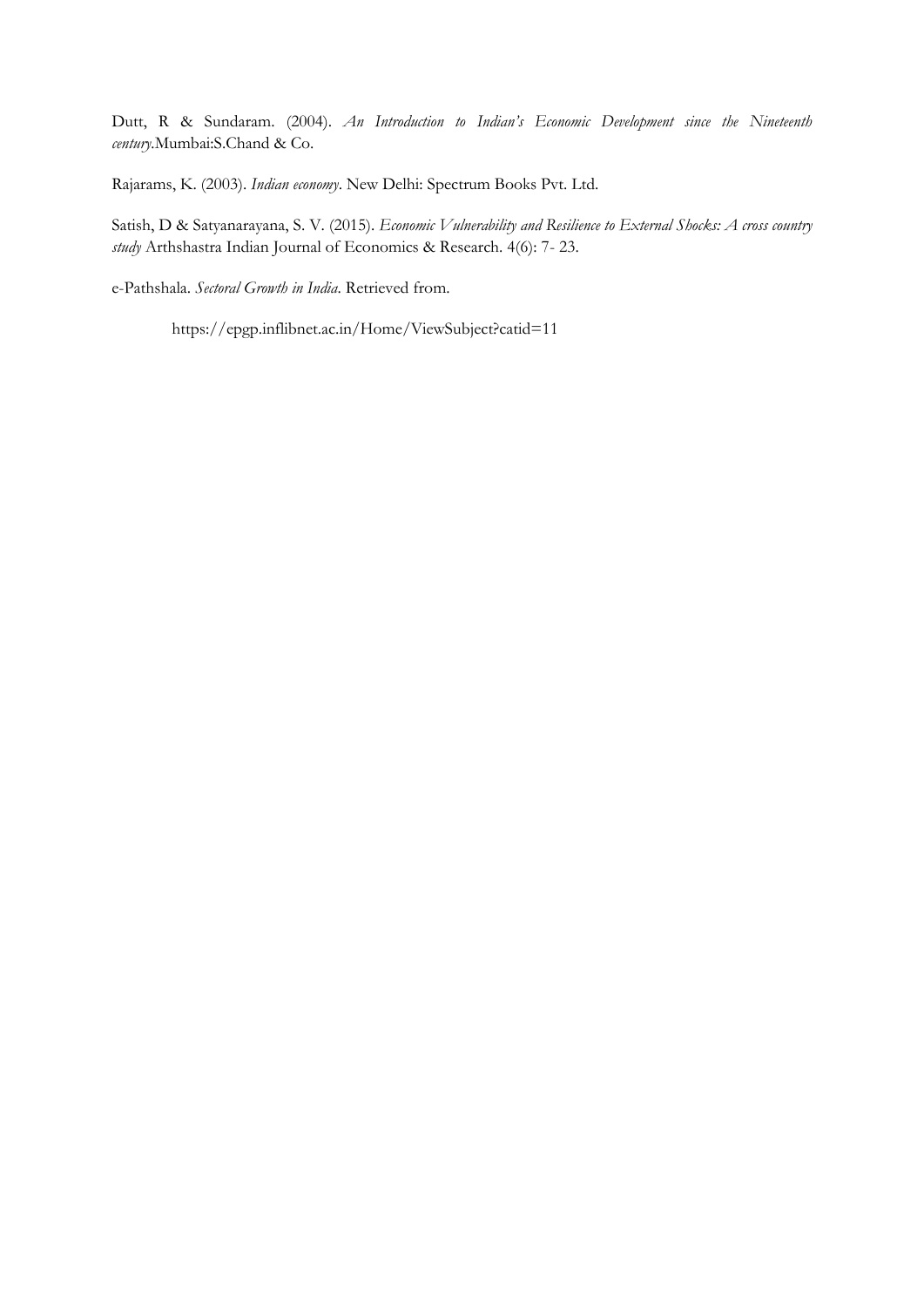Dutt, R & Sundaram. (2004). *An Introduction to Indian's Economic Development since the Nineteenth century*.Mumbai:S.Chand & Co.

Rajarams, K. (2003). *Indian economy*. New Delhi: Spectrum Books Pvt. Ltd.

Satish, D & Satyanarayana, S. V. (2015). *Economic Vulnerability and Resilience to External Shocks: A cross country study* Arthshastra Indian Journal of Economics & Research. 4(6): 7- 23.

e-Pathshala. *Sectoral Growth in India*. Retrieved from.

https://epgp.inflibnet.ac.in/Home/ViewSubject?catid=11